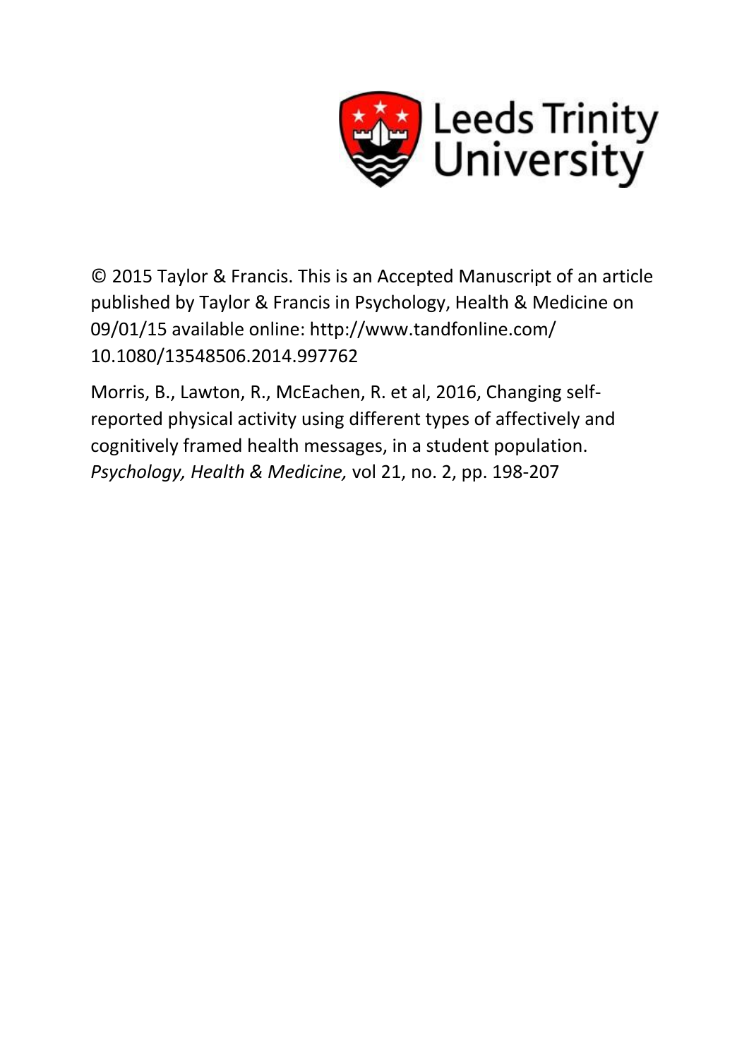Leeds Trinity University

© 2015 Taylor & Francis. This is an Accepted Manuscript of an article published by Taylor & Francis in Psychology, Health & Medicine on 09/01/15 available online: http://www.tandfonline.com/ 10.1080/13548506.2014.997762

Morris, B., Lawton, R., McEachen, R. et al, 2016, Changing self-reported physical activity using different types of affectively and cognitively framed health messages, in a student population. *Psychology, Health & Medicine,* vol 21, no. 2, pp. 198-207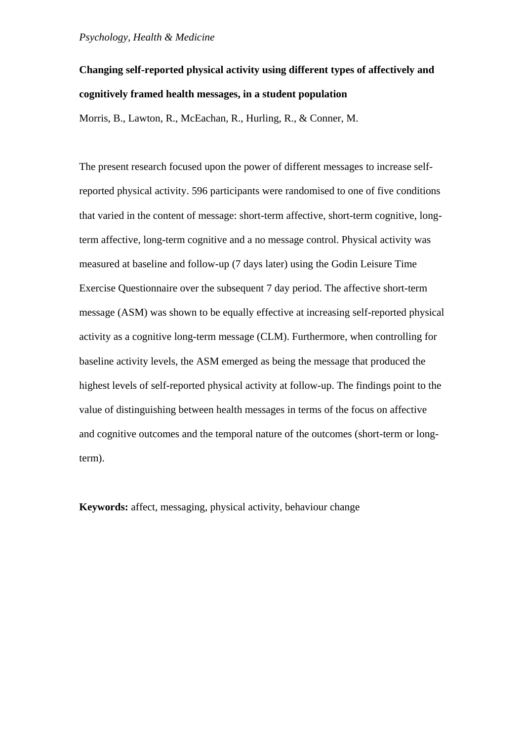*Psychology, Health & Medicine*

**Changing self-reported physical activity using different types of affectively and cognitively framed health messages, in a student population**

Morris, B., Lawton, R., McEachan, R., Hurling, R., & Conner, M.

The present research focused upon the power of different messages to increase self-reported physical activity. 596 participants were randomised to one of five conditions that varied in the content of message: short-term affective, short-term cognitive, long-term affective, long-term cognitive and a no message control. Physical activity was measured at baseline and follow-up (7 days later) using the Godin Leisure Time Exercise Questionnaire over the subsequent 7 day period. The affective short-term message (ASM) was shown to be equally effective at increasing self-reported physical activity as a cognitive long-term message (CLM). Furthermore, when controlling for baseline activity levels, the ASM emerged as being the message that produced the highest levels of self-reported physical activity at follow-up. The findings point to the value of distinguishing between health messages in terms of the focus on affective and cognitive outcomes and the temporal nature of the outcomes (short-term or long-term).

**Keywords:** affect, messaging, physical activity, behaviour change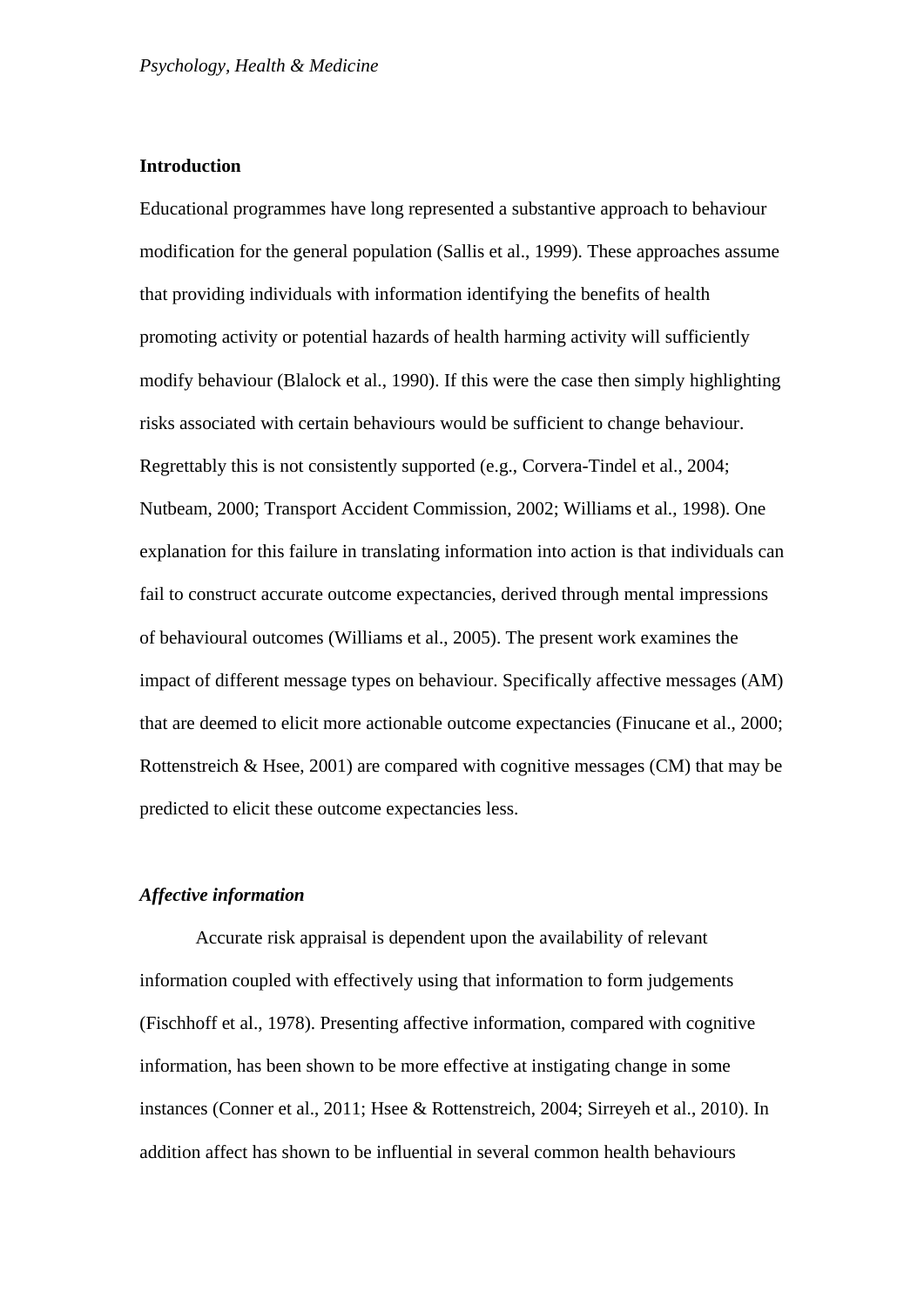## Introduction

Educational programmes have long represented a substantive approach to behaviour modification for the general population (Sallis et al., 1999). These approaches assume that providing individuals with information identifying the benefits of health promoting activity or potential hazards of health harming activity will sufficiently modify behaviour (Blalock et al., 1990). If this were the case then simply highlighting risks associated with certain behaviours would be sufficient to change behaviour. Regrettably this is not consistently supported (e.g., Corvera-Tindel et al., 2004; Nutbeam, 2000; Transport Accident Commission, 2002; Williams et al., 1998). One explanation for this failure in translating information into action is that individuals can fail to construct accurate outcome expectancies, derived through mental impressions of behavioural outcomes (Williams et al., 2005). The present work examines the impact of different message types on behaviour. Specifically affective messages (AM) that are deemed to elicit more actionable outcome expectancies (Finucane et al., 2000; Rottenstreich & Hsee, 2001) are compared with cognitive messages (CM) that may be predicted to elicit these outcome expectancies less.

### *Affective information*

Accurate risk appraisal is dependent upon the availability of relevant information coupled with effectively using that information to form judgements (Fischhoff et al., 1978). Presenting affective information, compared with cognitive information, has been shown to be more effective at instigating change in some instances (Conner et al., 2011; Hsee & Rottenstreich, 2004; Sirreyeh et al., 2010). In addition affect has shown to be influential in several common health behaviours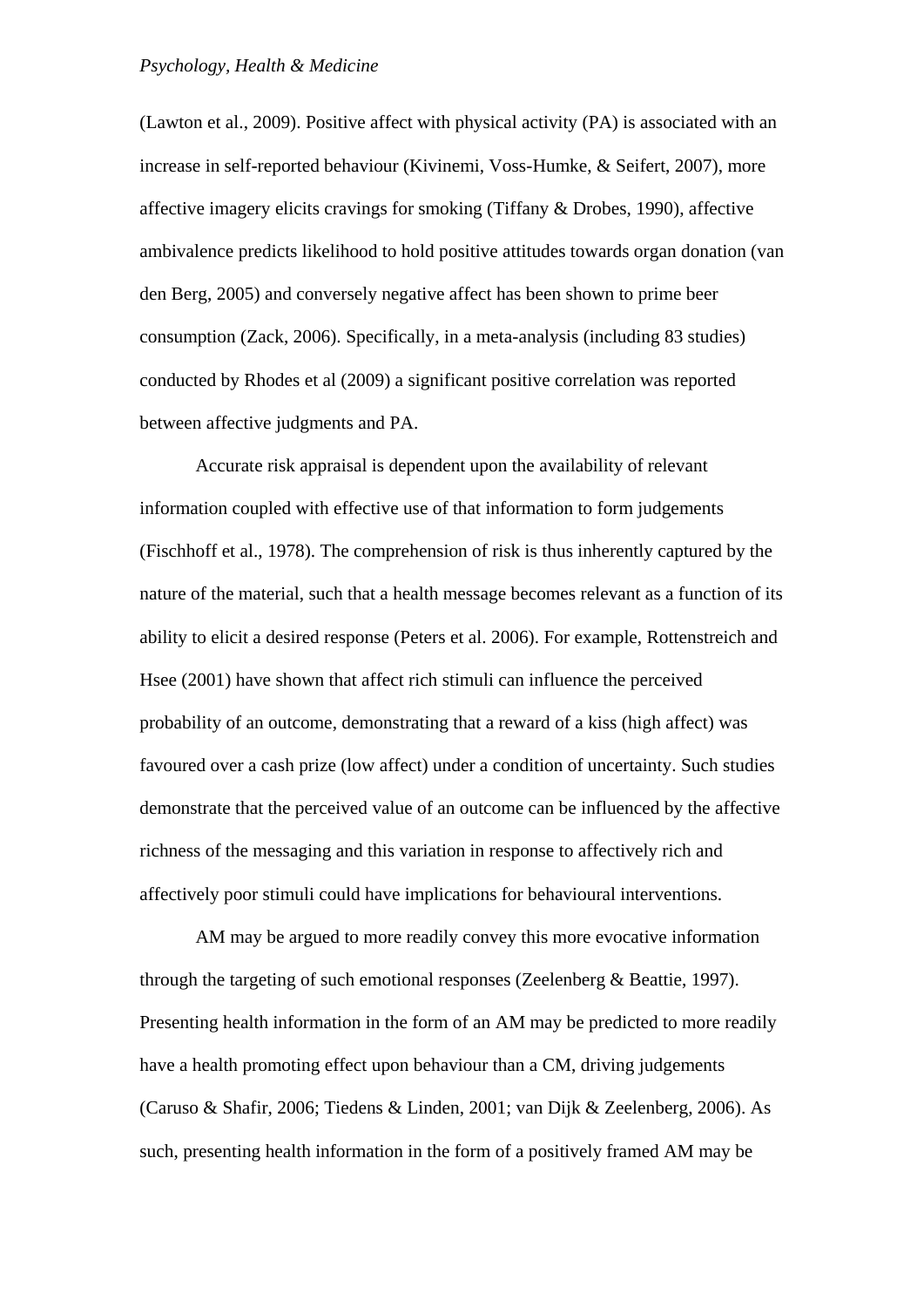(Lawton et al., 2009). Positive affect with physical activity (PA) is associated with an increase in self-reported behaviour (Kivinemi, Voss-Humke, & Seifert, 2007), more affective imagery elicits cravings for smoking (Tiffany & Drobes, 1990), affective ambivalence predicts likelihood to hold positive attitudes towards organ donation (van den Berg, 2005) and conversely negative affect has been shown to prime beer consumption (Zack, 2006). Specifically, in a meta-analysis (including 83 studies) conducted by Rhodes et al (2009) a significant positive correlation was reported between affective judgments and PA.

Accurate risk appraisal is dependent upon the availability of relevant information coupled with effective use of that information to form judgements (Fischhoff et al., 1978). The comprehension of risk is thus inherently captured by the nature of the material, such that a health message becomes relevant as a function of its ability to elicit a desired response (Peters et al. 2006). For example, Rottenstreich and Hsee (2001) have shown that affect rich stimuli can influence the perceived probability of an outcome, demonstrating that a reward of a kiss (high affect) was favoured over a cash prize (low affect) under a condition of uncertainty. Such studies demonstrate that the perceived value of an outcome can be influenced by the affective richness of the messaging and this variation in response to affectively rich and affectively poor stimuli could have implications for behavioural interventions.

AM may be argued to more readily convey this more evocative information through the targeting of such emotional responses (Zeelenberg & Beattie, 1997). Presenting health information in the form of an AM may be predicted to more readily have a health promoting effect upon behaviour than a CM, driving judgements (Caruso & Shafir, 2006; Tiedens & Linden, 2001; van Dijk & Zeelenberg, 2006). As such, presenting health information in the form of a positively framed AM may be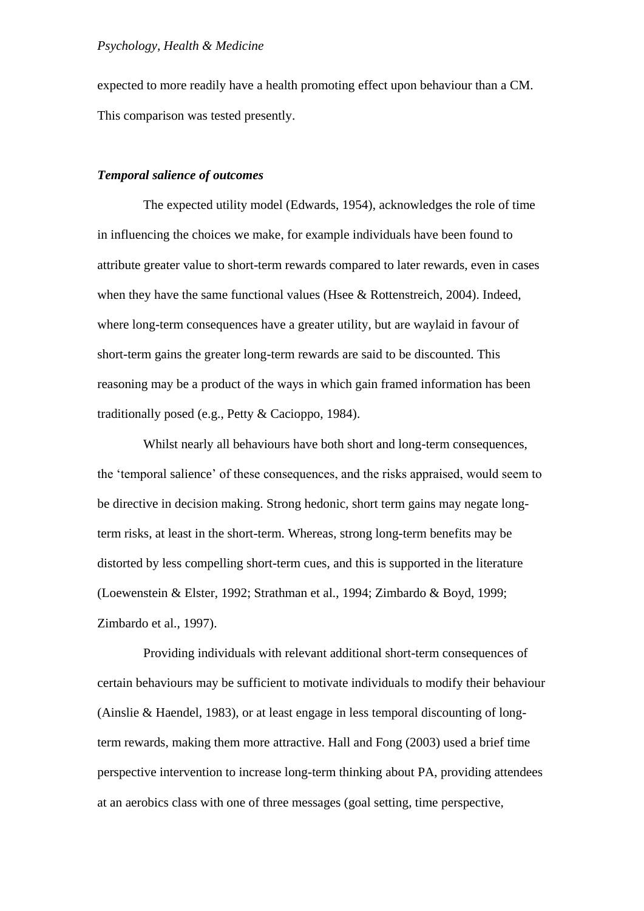expected to more readily have a health promoting effect upon behaviour than a CM. This comparison was tested presently.

***Temporal salience of outcomes***

The expected utility model (Edwards, 1954), acknowledges the role of time in influencing the choices we make, for example individuals have been found to attribute greater value to short-term rewards compared to later rewards, even in cases when they have the same functional values (Hsee & Rottenstreich, 2004). Indeed, where long-term consequences have a greater utility, but are waylaid in favour of short-term gains the greater long-term rewards are said to be discounted. This reasoning may be a product of the ways in which gain framed information has been traditionally posed (e.g., Petty & Cacioppo, 1984).

Whilst nearly all behaviours have both short and long-term consequences, the 'temporal salience' of these consequences, and the risks appraised, would seem to be directive in decision making. Strong hedonic, short term gains may negate long-term risks, at least in the short-term. Whereas, strong long-term benefits may be distorted by less compelling short-term cues, and this is supported in the literature (Loewenstein & Elster, 1992; Strathman et al., 1994; Zimbardo & Boyd, 1999; Zimbardo et al., 1997).

Providing individuals with relevant additional short-term consequences of certain behaviours may be sufficient to motivate individuals to modify their behaviour (Ainslie & Haendel, 1983), or at least engage in less temporal discounting of long-term rewards, making them more attractive. Hall and Fong (2003) used a brief time perspective intervention to increase long-term thinking about PA, providing attendees at an aerobics class with one of three messages (goal setting, time perspective,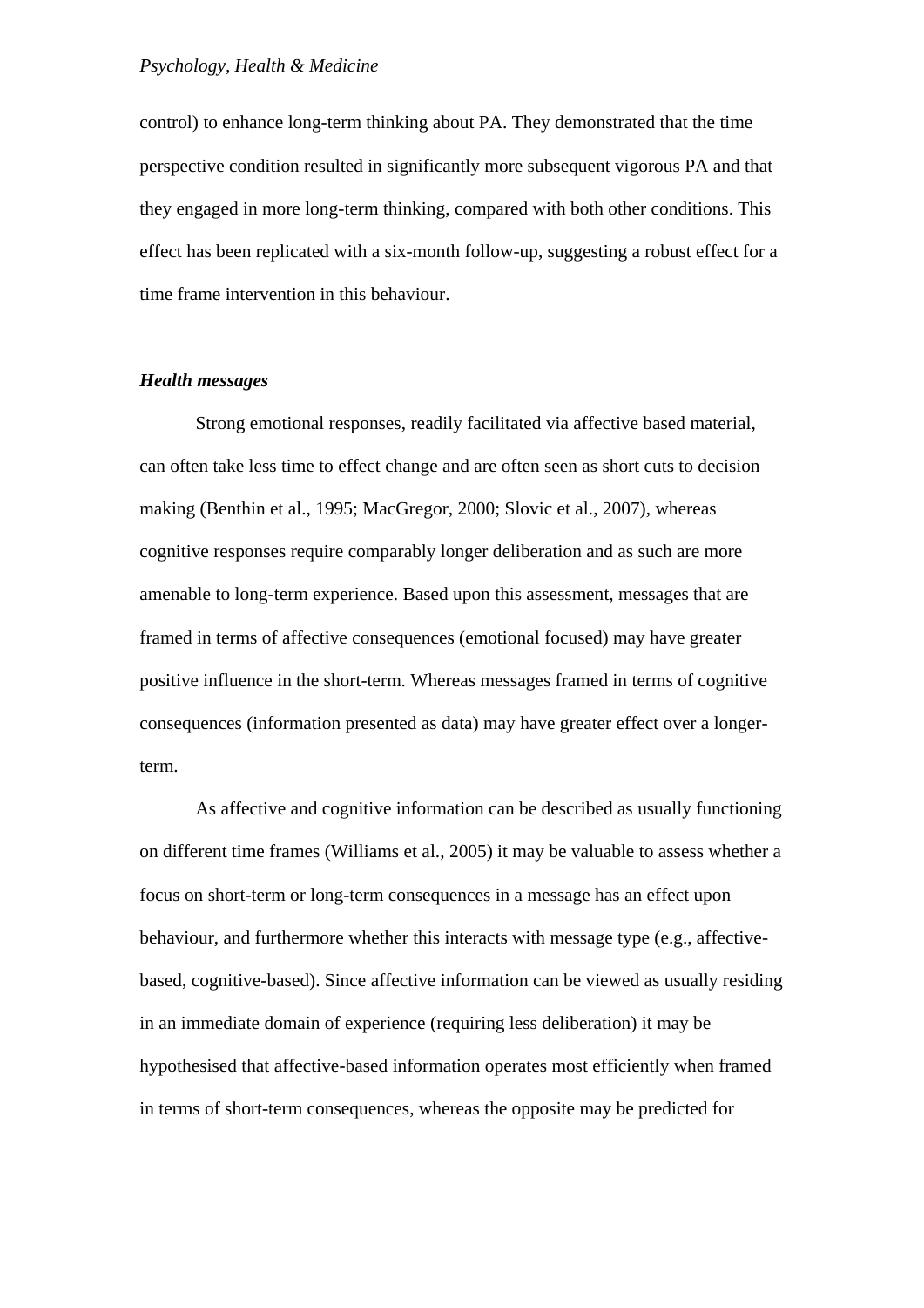control) to enhance long-term thinking about PA. They demonstrated that the time perspective condition resulted in significantly more subsequent vigorous PA and that they engaged in more long-term thinking, compared with both other conditions. This effect has been replicated with a six-month follow-up, suggesting a robust effect for a time frame intervention in this behaviour.

***Health messages***

Strong emotional responses, readily facilitated via affective based material, can often take less time to effect change and are often seen as short cuts to decision making (Benthin et al., 1995; MacGregor, 2000; Slovic et al., 2007), whereas cognitive responses require comparably longer deliberation and as such are more amenable to long-term experience. Based upon this assessment, messages that are framed in terms of affective consequences (emotional focused) may have greater positive influence in the short-term. Whereas messages framed in terms of cognitive consequences (information presented as data) may have greater effect over a longer-term.

As affective and cognitive information can be described as usually functioning on different time frames (Williams et al., 2005) it may be valuable to assess whether a focus on short-term or long-term consequences in a message has an effect upon behaviour, and furthermore whether this interacts with message type (e.g., affective-based, cognitive-based). Since affective information can be viewed as usually residing in an immediate domain of experience (requiring less deliberation) it may be hypothesised that affective-based information operates most efficiently when framed in terms of short-term consequences, whereas the opposite may be predicted for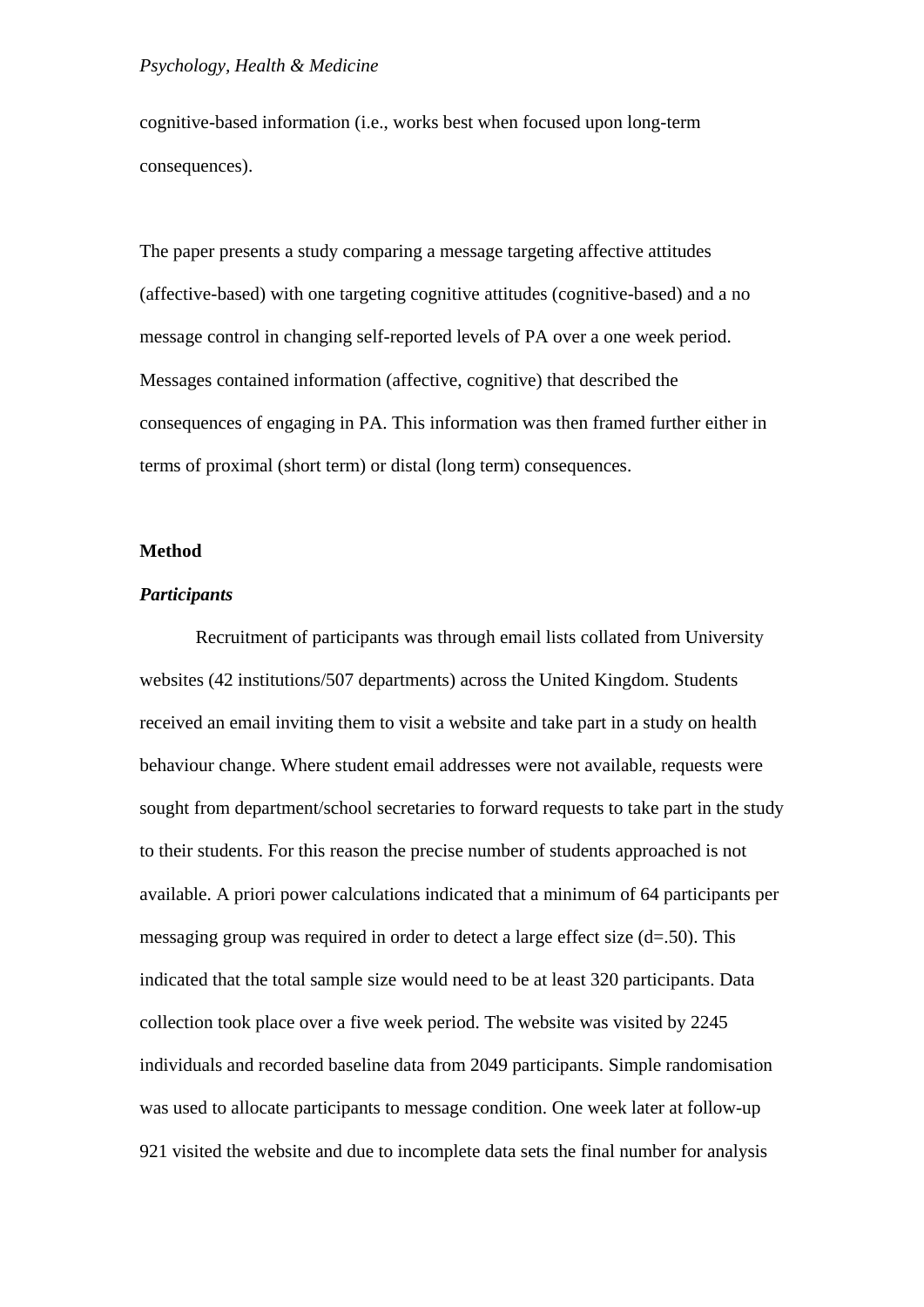cognitive-based information (i.e., works best when focused upon long-term consequences).

The paper presents a study comparing a message targeting affective attitudes (affective-based) with one targeting cognitive attitudes (cognitive-based) and a no message control in changing self-reported levels of PA over a one week period. Messages contained information (affective, cognitive) that described the consequences of engaging in PA. This information was then framed further either in terms of proximal (short term) or distal (long term) consequences.

## Method

### *Participants*

Recruitment of participants was through email lists collated from University websites (42 institutions/507 departments) across the United Kingdom. Students received an email inviting them to visit a website and take part in a study on health behaviour change. Where student email addresses were not available, requests were sought from department/school secretaries to forward requests to take part in the study to their students. For this reason the precise number of students approached is not available. A priori power calculations indicated that a minimum of 64 participants per messaging group was required in order to detect a large effect size (d=.50). This indicated that the total sample size would need to be at least 320 participants. Data collection took place over a five week period. The website was visited by 2245 individuals and recorded baseline data from 2049 participants. Simple randomisation was used to allocate participants to message condition. One week later at follow-up 921 visited the website and due to incomplete data sets the final number for analysis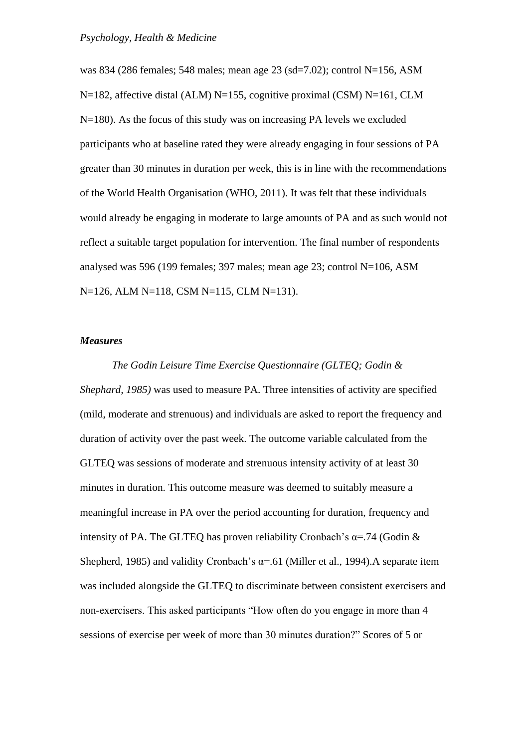was 834 (286 females; 548 males; mean age 23 (sd=7.02); control N=156, ASM N=182, affective distal (ALM) N=155, cognitive proximal (CSM) N=161, CLM N=180). As the focus of this study was on increasing PA levels we excluded participants who at baseline rated they were already engaging in four sessions of PA greater than 30 minutes in duration per week, this is in line with the recommendations of the World Health Organisation (WHO, 2011). It was felt that these individuals would already be engaging in moderate to large amounts of PA and as such would not reflect a suitable target population for intervention. The final number of respondents analysed was 596 (199 females; 397 males; mean age 23; control N=106, ASM N=126, ALM N=118, CSM N=115, CLM N=131).

***Measures***

*The Godin Leisure Time Exercise Questionnaire (GLTEQ; Godin & Shephard, 1985)* was used to measure PA. Three intensities of activity are specified (mild, moderate and strenuous) and individuals are asked to report the frequency and duration of activity over the past week. The outcome variable calculated from the GLTEQ was sessions of moderate and strenuous intensity activity of at least 30 minutes in duration. This outcome measure was deemed to suitably measure a meaningful increase in PA over the period accounting for duration, frequency and intensity of PA. The GLTEQ has proven reliability Cronbach's α=.74 (Godin & Shepherd, 1985) and validity Cronbach's α=.61 (Miller et al., 1994).A separate item was included alongside the GLTEQ to discriminate between consistent exercisers and non-exercisers. This asked participants "How often do you engage in more than 4 sessions of exercise per week of more than 30 minutes duration?" Scores of 5 or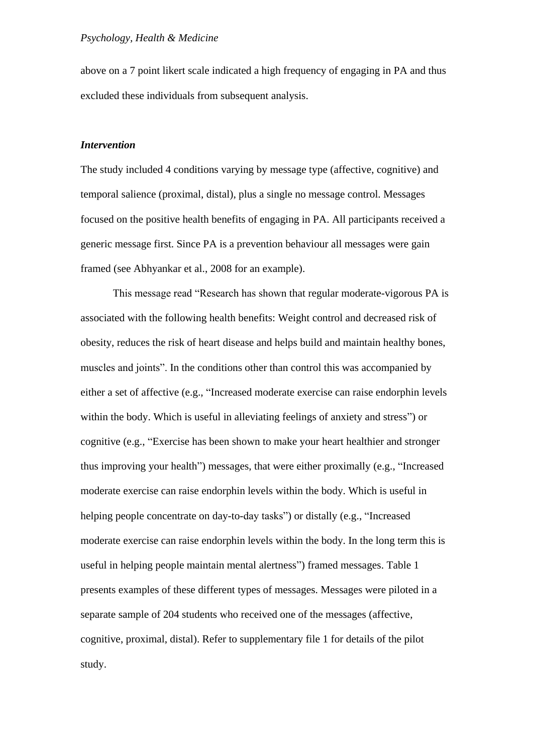above on a 7 point likert scale indicated a high frequency of engaging in PA and thus excluded these individuals from subsequent analysis.

***Intervention***

The study included 4 conditions varying by message type (affective, cognitive) and temporal salience (proximal, distal), plus a single no message control. Messages focused on the positive health benefits of engaging in PA. All participants received a generic message first. Since PA is a prevention behaviour all messages were gain framed (see Abhyankar et al., 2008 for an example).

This message read "Research has shown that regular moderate-vigorous PA is associated with the following health benefits: Weight control and decreased risk of obesity, reduces the risk of heart disease and helps build and maintain healthy bones, muscles and joints". In the conditions other than control this was accompanied by either a set of affective (e.g., "Increased moderate exercise can raise endorphin levels within the body. Which is useful in alleviating feelings of anxiety and stress") or cognitive (e.g., "Exercise has been shown to make your heart healthier and stronger thus improving your health") messages, that were either proximally (e.g., "Increased moderate exercise can raise endorphin levels within the body. Which is useful in helping people concentrate on day-to-day tasks") or distally (e.g., "Increased moderate exercise can raise endorphin levels within the body. In the long term this is useful in helping people maintain mental alertness") framed messages. Table 1 presents examples of these different types of messages. Messages were piloted in a separate sample of 204 students who received one of the messages (affective, cognitive, proximal, distal). Refer to supplementary file 1 for details of the pilot study.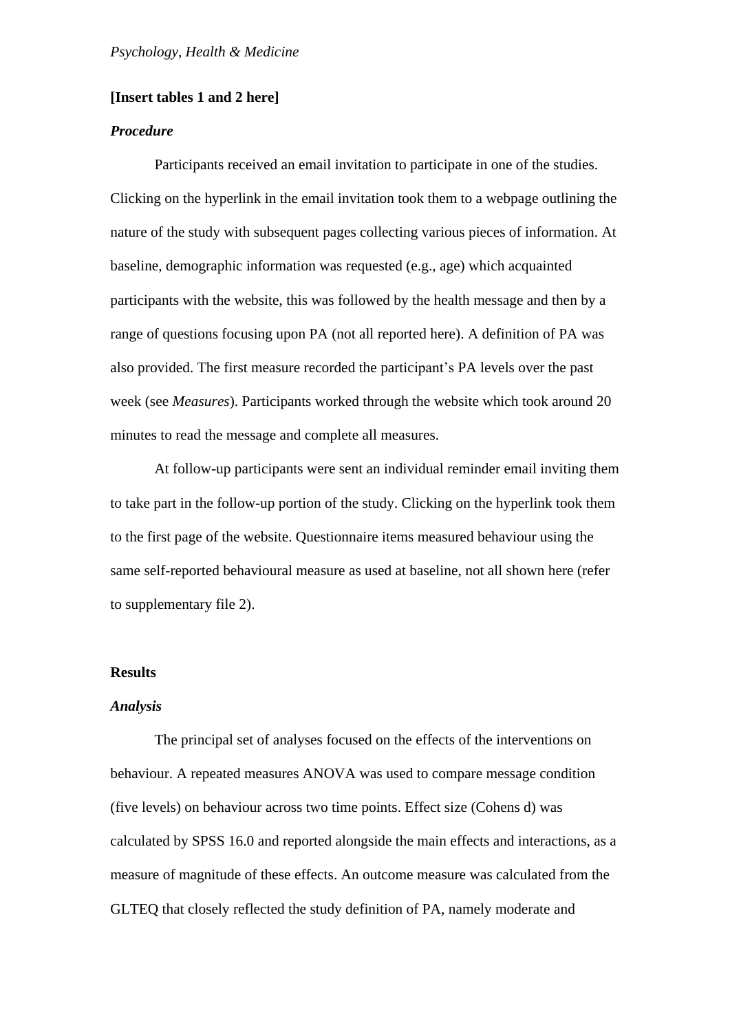**[Insert tables 1 and 2 here]**

***Procedure***

Participants received an email invitation to participate in one of the studies. Clicking on the hyperlink in the email invitation took them to a webpage outlining the nature of the study with subsequent pages collecting various pieces of information. At baseline, demographic information was requested (e.g., age) which acquainted participants with the website, this was followed by the health message and then by a range of questions focusing upon PA (not all reported here). A definition of PA was also provided. The first measure recorded the participant's PA levels over the past week (see *Measures*). Participants worked through the website which took around 20 minutes to read the message and complete all measures.

At follow-up participants were sent an individual reminder email inviting them to take part in the follow-up portion of the study. Clicking on the hyperlink took them to the first page of the website. Questionnaire items measured behaviour using the same self-reported behavioural measure as used at baseline, not all shown here (refer to supplementary file 2).

**Results**

***Analysis***

The principal set of analyses focused on the effects of the interventions on behaviour. A repeated measures ANOVA was used to compare message condition (five levels) on behaviour across two time points. Effect size (Cohens d) was calculated by SPSS 16.0 and reported alongside the main effects and interactions, as a measure of magnitude of these effects. An outcome measure was calculated from the GLTEQ that closely reflected the study definition of PA, namely moderate and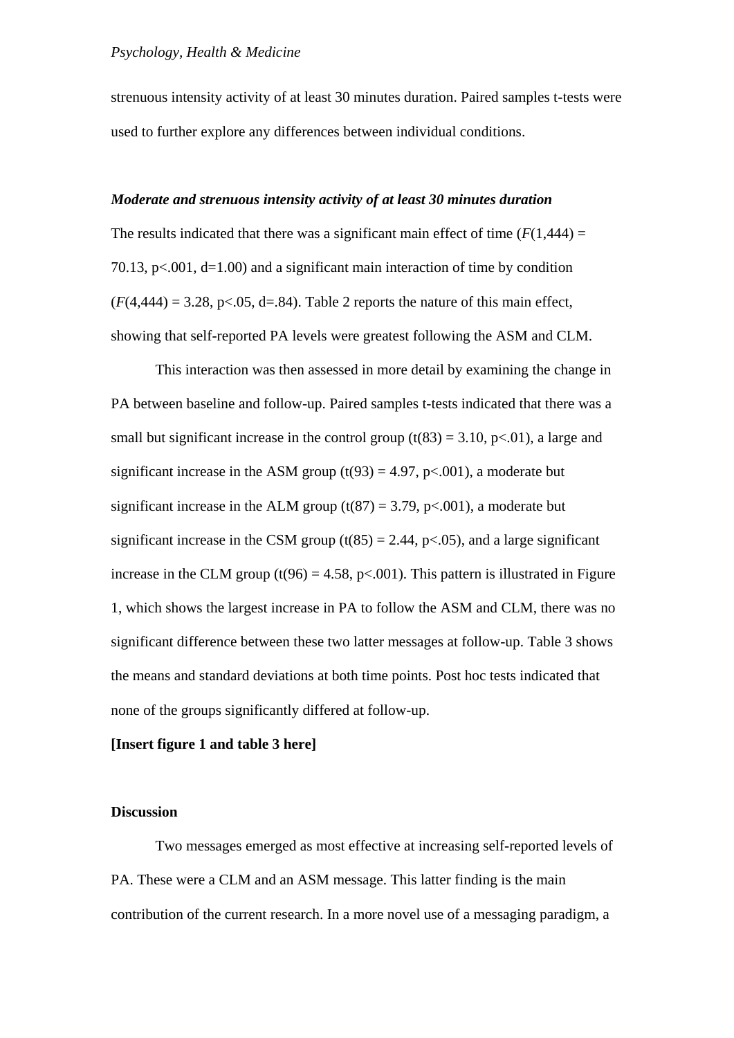strenuous intensity activity of at least 30 minutes duration. Paired samples t-tests were used to further explore any differences between individual conditions.

***Moderate and strenuous intensity activity of at least 30 minutes duration***

The results indicated that there was a significant main effect of time ($F(1,444) = 70.13$, $p<.001$, $d=1.00$) and a significant main interaction of time by condition ($F(4,444) = 3.28$, $p<.05$, $d=.84$). Table 2 reports the nature of this main effect, showing that self-reported PA levels were greatest following the ASM and CLM.

This interaction was then assessed in more detail by examining the change in PA between baseline and follow-up. Paired samples t-tests indicated that there was a small but significant increase in the control group ($t(83) = 3.10$, $p<.01$), a large and significant increase in the ASM group ($t(93) = 4.97$, $p<.001$), a moderate but significant increase in the ALM group ($t(87) = 3.79$, $p<.001$), a moderate but significant increase in the CSM group ($t(85) = 2.44$, $p<.05$), and a large significant increase in the CLM group ($t(96) = 4.58$, $p<.001$). This pattern is illustrated in Figure 1, which shows the largest increase in PA to follow the ASM and CLM, there was no significant difference between these two latter messages at follow-up. Table 3 shows the means and standard deviations at both time points. Post hoc tests indicated that none of the groups significantly differed at follow-up.

**[Insert figure 1 and table 3 here]**

## Discussion

Two messages emerged as most effective at increasing self-reported levels of PA. These were a CLM and an ASM message. This latter finding is the main contribution of the current research. In a more novel use of a messaging paradigm, a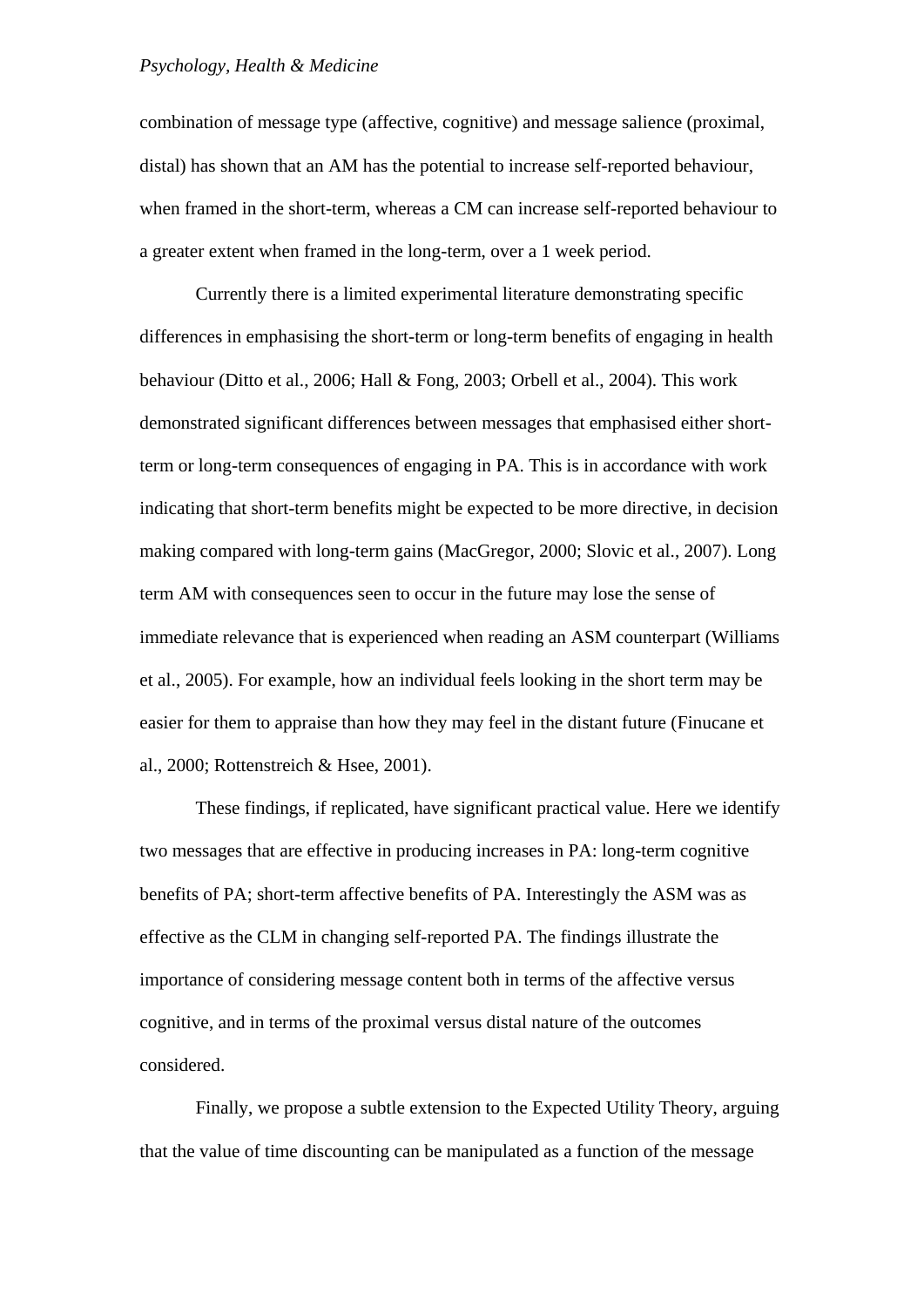combination of message type (affective, cognitive) and message salience (proximal, distal) has shown that an AM has the potential to increase self-reported behaviour, when framed in the short-term, whereas a CM can increase self-reported behaviour to a greater extent when framed in the long-term, over a 1 week period.

Currently there is a limited experimental literature demonstrating specific differences in emphasising the short-term or long-term benefits of engaging in health behaviour (Ditto et al., 2006; Hall & Fong, 2003; Orbell et al., 2004). This work demonstrated significant differences between messages that emphasised either short-term or long-term consequences of engaging in PA. This is in accordance with work indicating that short-term benefits might be expected to be more directive, in decision making compared with long-term gains (MacGregor, 2000; Slovic et al., 2007). Long term AM with consequences seen to occur in the future may lose the sense of immediate relevance that is experienced when reading an ASM counterpart (Williams et al., 2005). For example, how an individual feels looking in the short term may be easier for them to appraise than how they may feel in the distant future (Finucane et al., 2000; Rottenstreich & Hsee, 2001).

These findings, if replicated, have significant practical value. Here we identify two messages that are effective in producing increases in PA: long-term cognitive benefits of PA; short-term affective benefits of PA. Interestingly the ASM was as effective as the CLM in changing self-reported PA. The findings illustrate the importance of considering message content both in terms of the affective versus cognitive, and in terms of the proximal versus distal nature of the outcomes considered.

Finally, we propose a subtle extension to the Expected Utility Theory, arguing that the value of time discounting can be manipulated as a function of the message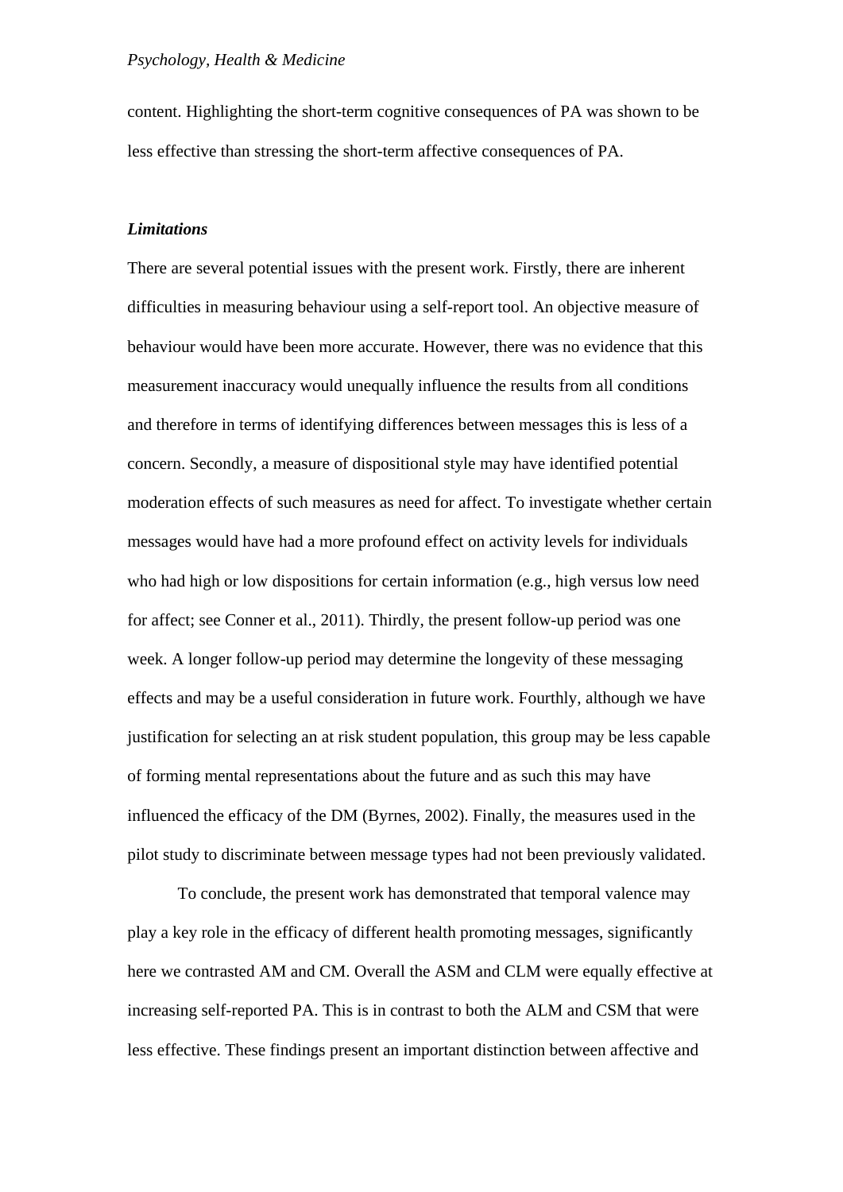content. Highlighting the short-term cognitive consequences of PA was shown to be less effective than stressing the short-term affective consequences of PA.

### *Limitations*

There are several potential issues with the present work. Firstly, there are inherent difficulties in measuring behaviour using a self-report tool. An objective measure of behaviour would have been more accurate. However, there was no evidence that this measurement inaccuracy would unequally influence the results from all conditions and therefore in terms of identifying differences between messages this is less of a concern. Secondly, a measure of dispositional style may have identified potential moderation effects of such measures as need for affect. To investigate whether certain messages would have had a more profound effect on activity levels for individuals who had high or low dispositions for certain information (e.g., high versus low need for affect; see Conner et al., 2011). Thirdly, the present follow-up period was one week. A longer follow-up period may determine the longevity of these messaging effects and may be a useful consideration in future work. Fourthly, although we have justification for selecting an at risk student population, this group may be less capable of forming mental representations about the future and as such this may have influenced the efficacy of the DM (Byrnes, 2002). Finally, the measures used in the pilot study to discriminate between message types had not been previously validated.

To conclude, the present work has demonstrated that temporal valence may play a key role in the efficacy of different health promoting messages, significantly here we contrasted AM and CM. Overall the ASM and CLM were equally effective at increasing self-reported PA. This is in contrast to both the ALM and CSM that were less effective. These findings present an important distinction between affective and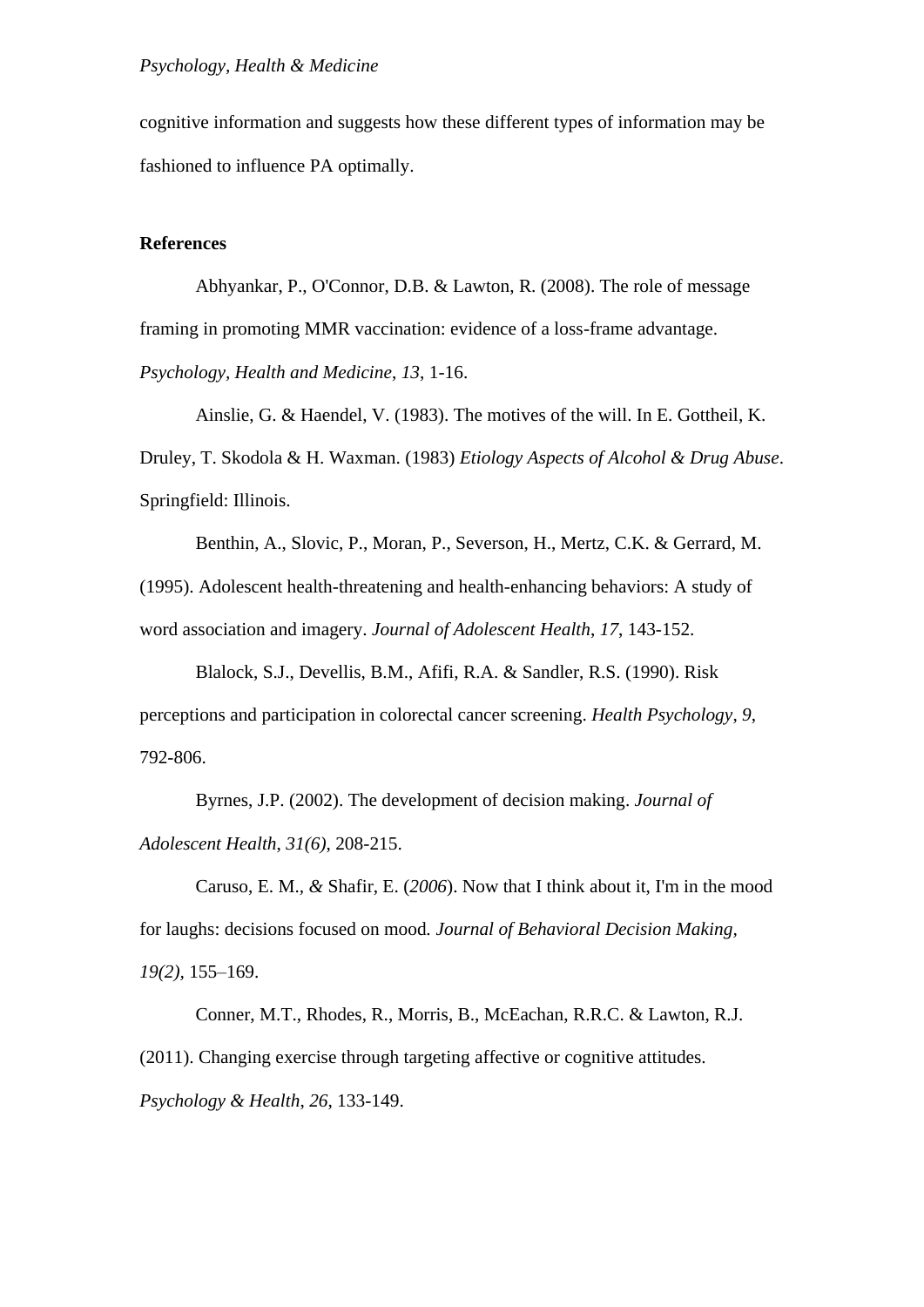cognitive information and suggests how these different types of information may be fashioned to influence PA optimally.

**References**

Abhyankar, P., O'Connor, D.B. & Lawton, R. (2008). The role of message framing in promoting MMR vaccination: evidence of a loss-frame advantage. *Psychology, Health and Medicine*, *13*, 1-16.

Ainslie, G. & Haendel, V. (1983). The motives of the will. In E. Gottheil, K. Druley, T. Skodola & H. Waxman. (1983) *Etiology Aspects of Alcohol & Drug Abuse*. Springfield: Illinois.

Benthin, A., Slovic, P., Moran, P., Severson, H., Mertz, C.K. & Gerrard, M. (1995). Adolescent health-threatening and health-enhancing behaviors: A study of word association and imagery. *Journal of Adolescent Health*, *17*, 143-152.

Blalock, S.J., Devellis, B.M., Afifi, R.A. & Sandler, R.S. (1990). Risk perceptions and participation in colorectal cancer screening. *Health Psychology*, *9*, 792-806.

Byrnes, J.P. (2002). The development of decision making. *Journal of Adolescent Health*, *31(6)*, 208-215.

Caruso, E. M., *&* Shafir, E. (*2006*). Now that I think about it, I'm in the mood for laughs: decisions focused on mood*. Journal of Behavioral Decision Making, 19(2),* 155–169.

Conner, M.T., Rhodes, R., Morris, B., McEachan, R.R.C. & Lawton, R.J. (2011). Changing exercise through targeting affective or cognitive attitudes. *Psychology & Health*, *26*, 133-149.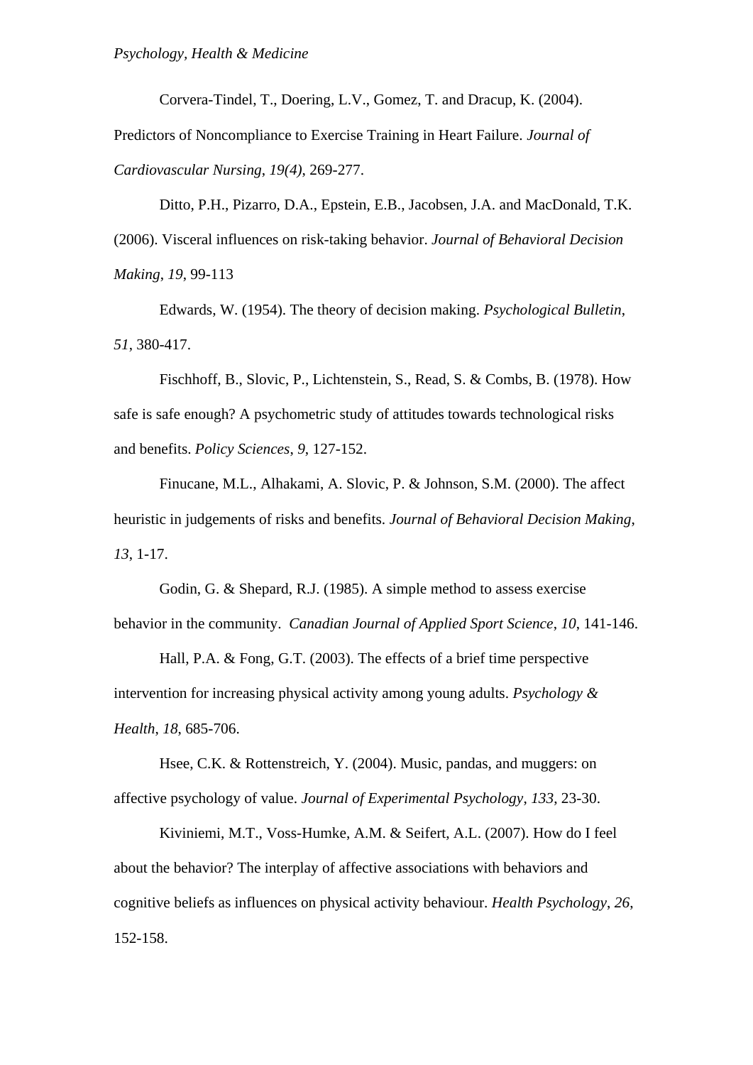Corvera-Tindel, T., Doering, L.V., Gomez, T. and Dracup, K. (2004). Predictors of Noncompliance to Exercise Training in Heart Failure. *Journal of Cardiovascular Nursing*, *19(4)*, 269-277.

Ditto, P.H., Pizarro, D.A., Epstein, E.B., Jacobsen, J.A. and MacDonald, T.K. (2006). Visceral influences on risk-taking behavior. *Journal of Behavioral Decision Making*, *19*, 99-113

Edwards, W. (1954). The theory of decision making. *Psychological Bulletin*, *51*, 380-417.

Fischhoff, B., Slovic, P., Lichtenstein, S., Read, S. & Combs, B. (1978). How safe is safe enough? A psychometric study of attitudes towards technological risks and benefits. *Policy Sciences*, *9*, 127-152.

Finucane, M.L., Alhakami, A. Slovic, P. & Johnson, S.M. (2000). The affect heuristic in judgements of risks and benefits. *Journal of Behavioral Decision Making*, *13*, 1-17.

Godin, G. & Shepard, R.J. (1985). A simple method to assess exercise behavior in the community. *Canadian Journal of Applied Sport Science*, *10*, 141-146.

Hall, P.A. & Fong, G.T. (2003). The effects of a brief time perspective intervention for increasing physical activity among young adults. *Psychology & Health*, *18*, 685-706.

Hsee, C.K. & Rottenstreich, Y. (2004). Music, pandas, and muggers: on affective psychology of value. *Journal of Experimental Psychology*, *133*, 23-30.

Kiviniemi, M.T., Voss-Humke, A.M. & Seifert, A.L. (2007). How do I feel about the behavior? The interplay of affective associations with behaviors and cognitive beliefs as influences on physical activity behaviour. *Health Psychology*, *26*, 152-158.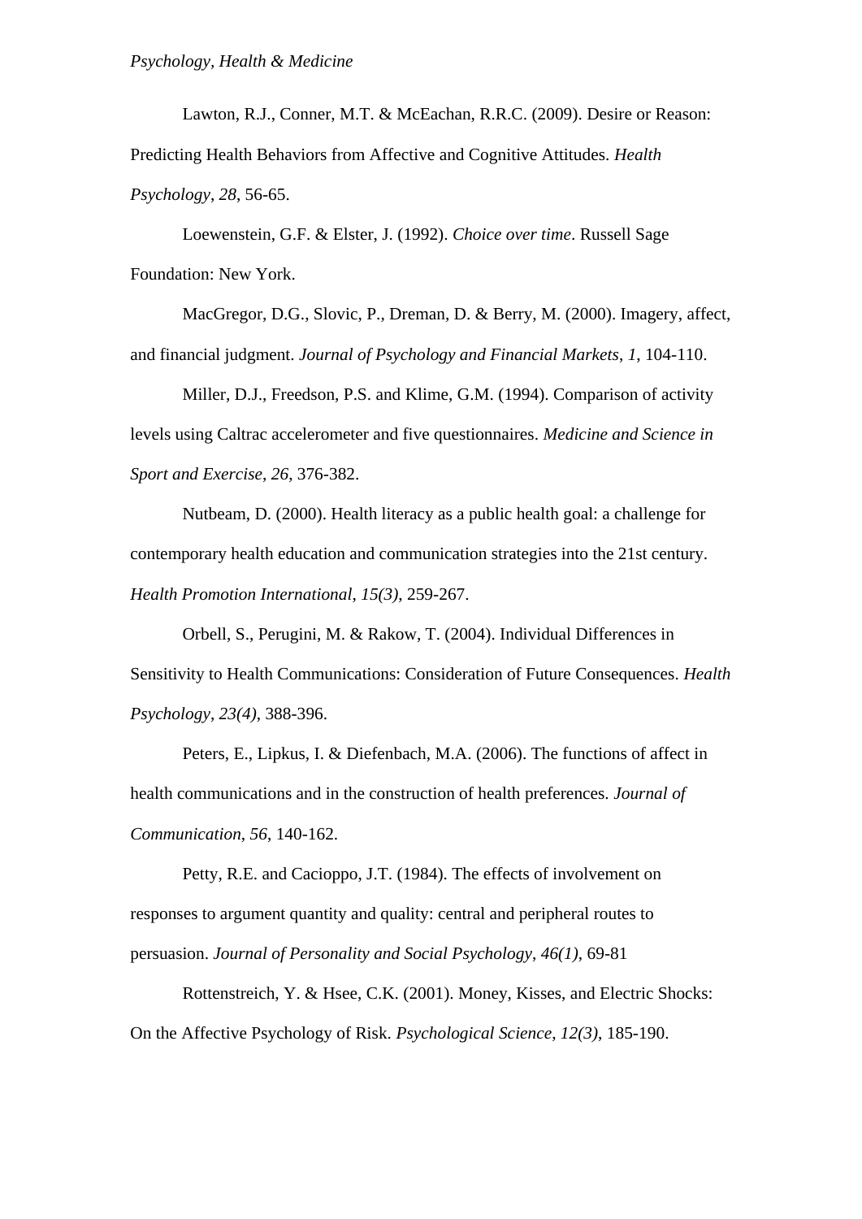Lawton, R.J., Conner, M.T. & McEachan, R.R.C. (2009). Desire or Reason: Predicting Health Behaviors from Affective and Cognitive Attitudes. *Health Psychology*, *28*, 56-65.

Loewenstein, G.F. & Elster, J. (1992). *Choice over time*. Russell Sage Foundation: New York.

MacGregor, D.G., Slovic, P., Dreman, D. & Berry, M. (2000). Imagery, affect, and financial judgment. *Journal of Psychology and Financial Markets*, *1*, 104-110.

Miller, D.J., Freedson, P.S. and Klime, G.M. (1994). Comparison of activity levels using Caltrac accelerometer and five questionnaires. *Medicine and Science in Sport and Exercise*, *26*, 376-382.

Nutbeam, D. (2000). Health literacy as a public health goal: a challenge for contemporary health education and communication strategies into the 21st century. *Health Promotion International*, *15(3)*, 259-267.

Orbell, S., Perugini, M. & Rakow, T. (2004). Individual Differences in Sensitivity to Health Communications: Consideration of Future Consequences. *Health Psychology*, *23(4)*, 388-396.

Peters, E., Lipkus, I. & Diefenbach, M.A. (2006). The functions of affect in health communications and in the construction of health preferences. *Journal of Communication*, *56*, 140-162.

Petty, R.E. and Cacioppo, J.T. (1984). The effects of involvement on responses to argument quantity and quality: central and peripheral routes to persuasion. *Journal of Personality and Social Psychology*, *46(1)*, 69-81

Rottenstreich, Y. & Hsee, C.K. (2001). Money, Kisses, and Electric Shocks: On the Affective Psychology of Risk. *Psychological Science*, *12(3)*, 185-190.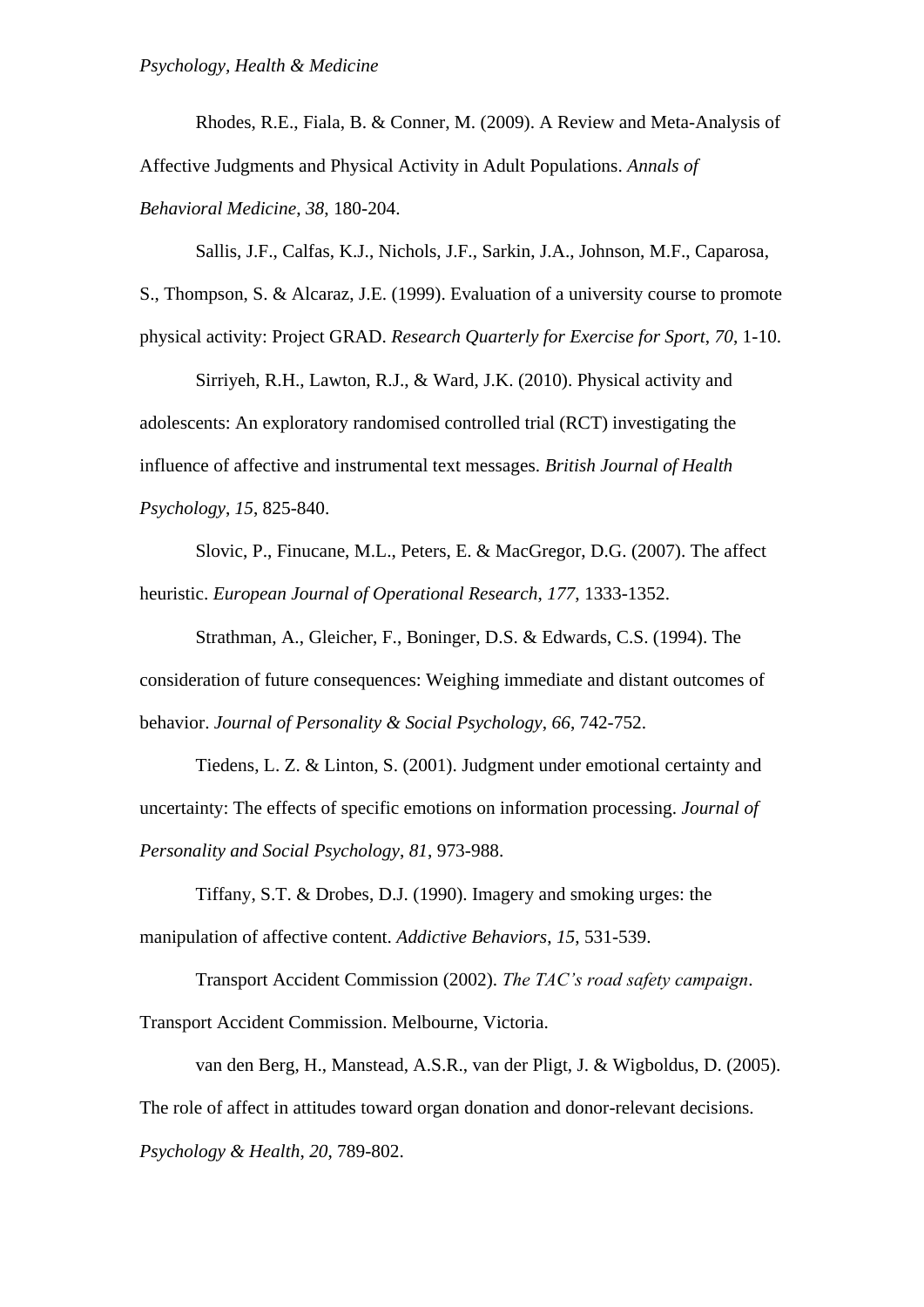Rhodes, R.E., Fiala, B. & Conner, M. (2009). A Review and Meta-Analysis of Affective Judgments and Physical Activity in Adult Populations. *Annals of Behavioral Medicine*, *38*, 180-204.

Sallis, J.F., Calfas, K.J., Nichols, J.F., Sarkin, J.A., Johnson, M.F., Caparosa, S., Thompson, S. & Alcaraz, J.E. (1999). Evaluation of a university course to promote physical activity: Project GRAD. *Research Quarterly for Exercise for Sport*, *70*, 1-10.

Sirriyeh, R.H., Lawton, R.J., & Ward, J.K. (2010). Physical activity and adolescents: An exploratory randomised controlled trial (RCT) investigating the influence of affective and instrumental text messages. *British Journal of Health Psychology*, *15*, 825-840.

Slovic, P., Finucane, M.L., Peters, E. & MacGregor, D.G. (2007). The affect heuristic. *European Journal of Operational Research*, *177*, 1333-1352.

Strathman, A., Gleicher, F., Boninger, D.S. & Edwards, C.S. (1994). The consideration of future consequences: Weighing immediate and distant outcomes of behavior. *Journal of Personality & Social Psychology*, *66*, 742-752.

Tiedens, L. Z. & Linton, S. (2001). Judgment under emotional certainty and uncertainty: The effects of specific emotions on information processing. *Journal of Personality and Social Psychology*, *81*, 973-988.

Tiffany, S.T. & Drobes, D.J. (1990). Imagery and smoking urges: the manipulation of affective content. *Addictive Behaviors*, *15*, 531-539.

Transport Accident Commission (2002). *The TAC's road safety campaign*. Transport Accident Commission. Melbourne, Victoria.

van den Berg, H., Manstead, A.S.R., van der Pligt, J. & Wigboldus, D. (2005). The role of affect in attitudes toward organ donation and donor-relevant decisions. *Psychology & Health*, *20*, 789-802.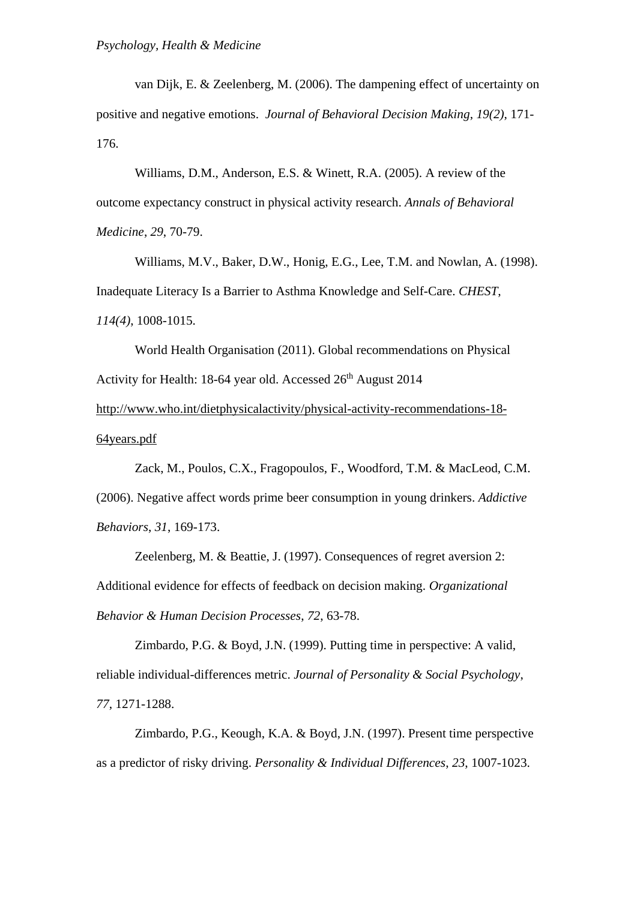van Dijk, E. & Zeelenberg, M. (2006). The dampening effect of uncertainty on positive and negative emotions. *Journal of Behavioral Decision Making, 19(2)*, 171-176.

Williams, D.M., Anderson, E.S. & Winett, R.A. (2005). A review of the outcome expectancy construct in physical activity research. *Annals of Behavioral Medicine*, *29*, 70-79.

Williams, M.V., Baker, D.W., Honig, E.G., Lee, T.M. and Nowlan, A. (1998). Inadequate Literacy Is a Barrier to Asthma Knowledge and Self-Care. *CHEST*, *114(4)*, 1008-1015.

World Health Organisation (2011). Global recommendations on Physical Activity for Health: 18-64 year old. Accessed 26th August 2014 http://www.who.int/dietphysicalactivity/physical-activity-recommendations-18-64years.pdf

Zack, M., Poulos, C.X., Fragopoulos, F., Woodford, T.M. & MacLeod, C.M. (2006). Negative affect words prime beer consumption in young drinkers. *Addictive Behaviors*, *31*, 169-173.

Zeelenberg, M. & Beattie, J. (1997). Consequences of regret aversion 2: Additional evidence for effects of feedback on decision making. *Organizational Behavior & Human Decision Processes*, *72*, 63-78.

Zimbardo, P.G. & Boyd, J.N. (1999). Putting time in perspective: A valid, reliable individual-differences metric. *Journal of Personality & Social Psychology*, *77*, 1271-1288.

Zimbardo, P.G., Keough, K.A. & Boyd, J.N. (1997). Present time perspective as a predictor of risky driving. *Personality & Individual Differences*, *23*, 1007-1023.